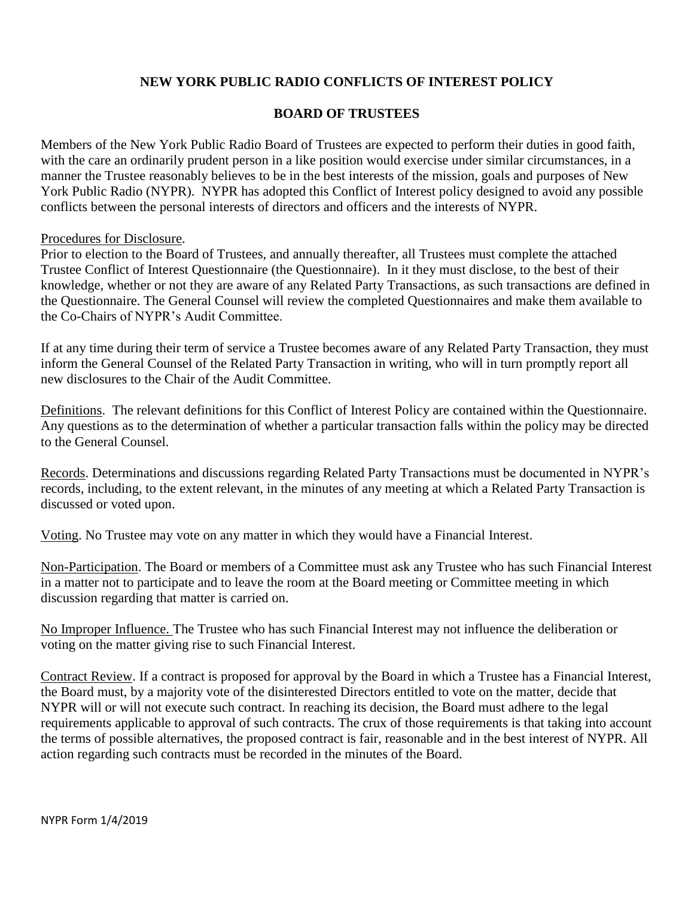# NEW YORK PUBLIC RADIO CONFLICTS OF INTEREST POLICY

## BOARD OF TRUSTEES

Members of the New York Public Radio Board of Trustees are expected to perform their duties in good faith, with the care an ordinarily prudent person in a like position would exercise under similar circumstances, in a manner the Trustee reasonably believes to be in the best interests of the mission, goals and purposes of New York Public Radio (NYPR). NYPR has adopted this Conflict of Interest policy designed to avoid any possible conflicts between the personal interests of directors and officers and the interests of NYPR.

Procedures for Disclosure.
Prior to election to the Board of Trustees, and annually thereafter, all Trustees must complete the attached Trustee Conflict of Interest Questionnaire (the Questionnaire). In it they must disclose, to the best of their knowledge, whether or not they are aware of any Related Party Transactions, as such transactions are defined in the Questionnaire. The General Counsel will review the completed Questionnaires and make them available to the Co-Chairs of NYPR's Audit Committee.

If at any time during their term of service a Trustee becomes aware of any Related Party Transaction, they must inform the General Counsel of the Related Party Transaction in writing, who will in turn promptly report all new disclosures to the Chair of the Audit Committee.

Definitions. The relevant definitions for this Conflict of Interest Policy are contained within the Questionnaire. Any questions as to the determination of whether a particular transaction falls within the policy may be directed to the General Counsel.

Records. Determinations and discussions regarding Related Party Transactions must be documented in NYPR's records, including, to the extent relevant, in the minutes of any meeting at which a Related Party Transaction is discussed or voted upon.

Voting. No Trustee may vote on any matter in which they would have a Financial Interest.

Non-Participation. The Board or members of a Committee must ask any Trustee who has such Financial Interest in a matter not to participate and to leave the room at the Board meeting or Committee meeting in which discussion regarding that matter is carried on.

No Improper Influence. The Trustee who has such Financial Interest may not influence the deliberation or voting on the matter giving rise to such Financial Interest.

Contract Review. If a contract is proposed for approval by the Board in which a Trustee has a Financial Interest, the Board must, by a majority vote of the disinterested Directors entitled to vote on the matter, decide that NYPR will or will not execute such contract. In reaching its decision, the Board must adhere to the legal requirements applicable to approval of such contracts. The crux of those requirements is that taking into account the terms of possible alternatives, the proposed contract is fair, reasonable and in the best interest of NYPR. All action regarding such contracts must be recorded in the minutes of the Board.

NYPR Form 1/4/2019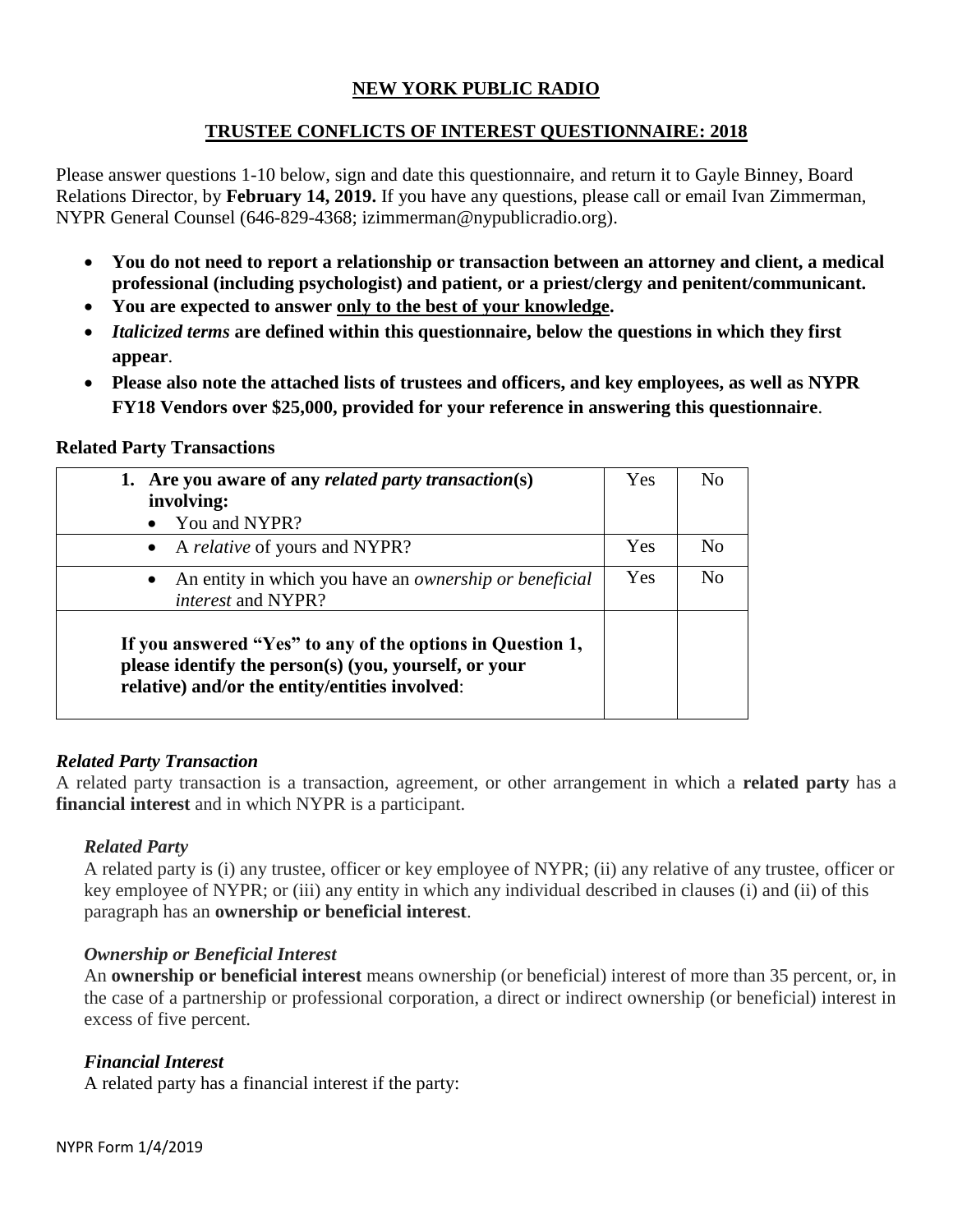## NEW YORK PUBLIC RADIO

## TRUSTEE CONFLICTS OF INTEREST QUESTIONNAIRE: 2018

Please answer questions 1-10 below, sign and date this questionnaire, and return it to Gayle Binney, Board Relations Director, by **February 14, 2019.** If you have any questions, please call or email Ivan Zimmerman, NYPR General Counsel (646-829-4368; izimmerman@nypublicradio.org).

- **You do not need to report a relationship or transaction between an attorney and client, a medical professional (including psychologist) and patient, or a priest/clergy and penitent/communicant.**
- **You are expected to answer only to the best of your knowledge.**
- ***Italicized terms* are defined within this questionnaire, below the questions in which they first appear.**
- **Please also note the attached lists of trustees and officers, and key employees, as well as NYPR FY18 Vendors over $25,000, provided for your reference in answering this questionnaire.**

### Related Party Transactions

| **1. Are you aware of any *related party transaction*(s) involving:** <br> • You and NYPR? | Yes | No |
|---|---|---|
| • A *relative* of yours and NYPR? | Yes | No |
| • An entity in which you have an *ownership or beneficial interest* and NYPR? | Yes | No |
| **If you answered "Yes" to any of the options in Question 1, please identify the person(s) (you, yourself, or your relative) and/or the entity/entities involved:** | | |

### *Related Party Transaction*

A related party transaction is a transaction, agreement, or other arrangement in which a **related party** has a **financial interest** and in which NYPR is a participant.

#### *Related Party*

A related party is (i) any trustee, officer or key employee of NYPR; (ii) any relative of any trustee, officer or key employee of NYPR; or (iii) any entity in which any individual described in clauses (i) and (ii) of this paragraph has an **ownership or beneficial interest**.

#### *Ownership or Beneficial Interest*

An **ownership or beneficial interest** means ownership (or beneficial) interest of more than 35 percent, or, in the case of a partnership or professional corporation, a direct or indirect ownership (or beneficial) interest in excess of five percent.

#### *Financial Interest*

A related party has a financial interest if the party: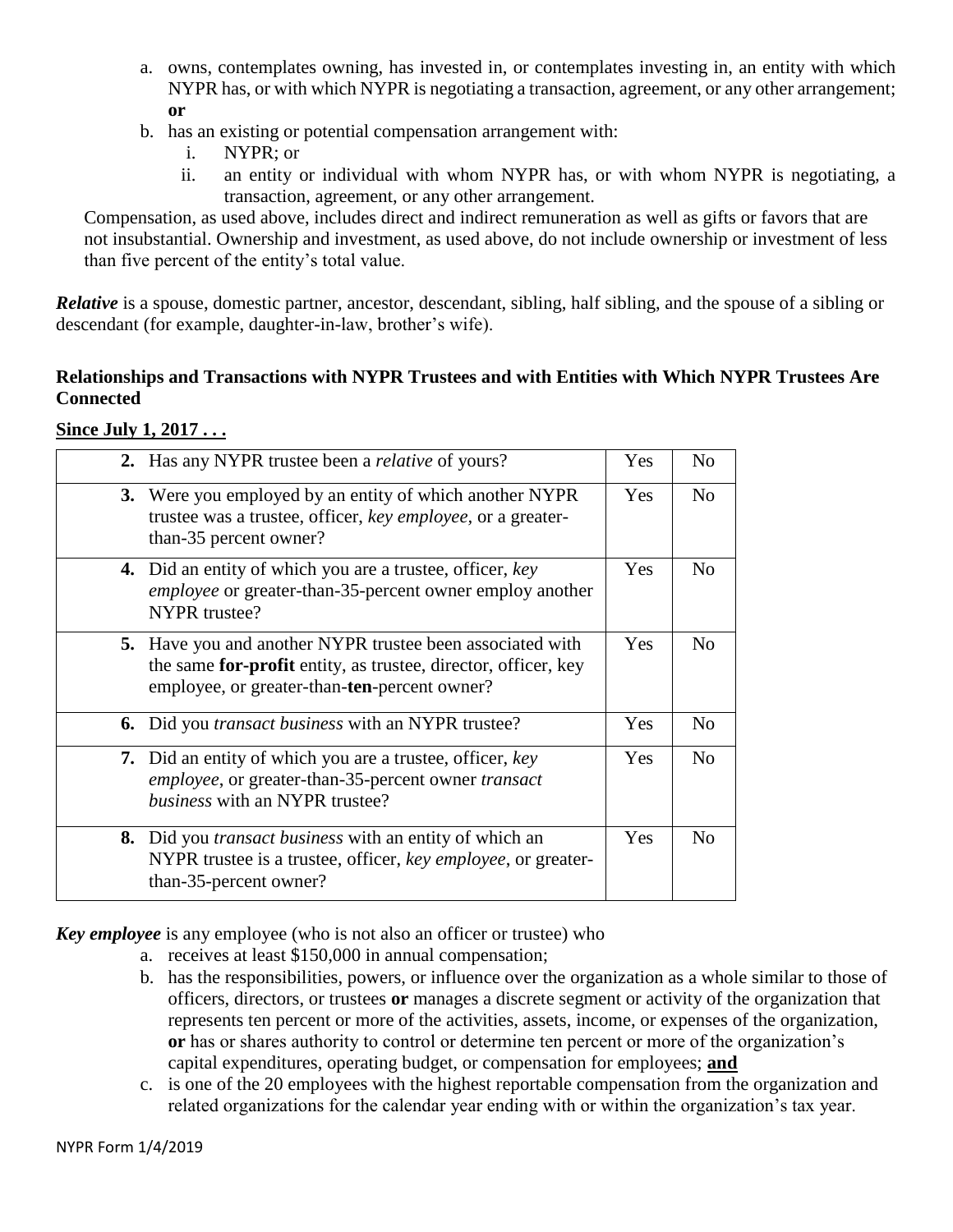a. owns, contemplates owning, has invested in, or contemplates investing in, an entity with which NYPR has, or with which NYPR is negotiating a transaction, agreement, or any other arrangement; **or**

b. has an existing or potential compensation arrangement with:
   i. NYPR; or
   ii. an entity or individual with whom NYPR has, or with whom NYPR is negotiating, a transaction, agreement, or any other arrangement.

Compensation, as used above, includes direct and indirect remuneration as well as gifts or favors that are not insubstantial. Ownership and investment, as used above, do not include ownership or investment of less than five percent of the entity's total value.

***Relative*** is a spouse, domestic partner, ancestor, descendant, sibling, half sibling, and the spouse of a sibling or descendant (for example, daughter-in-law, brother's wife).

**Relationships and Transactions with NYPR Trustees and with Entities with Which NYPR Trustees Are Connected**

**Since July 1, 2017 . . .**

| Question | | |
|---|---|---|
| **2.** Has any NYPR trustee been a *relative* of yours? | Yes | No |
| **3.** Were you employed by an entity of which another NYPR trustee was a trustee, officer, *key employee*, or a greater-than-35 percent owner? | Yes | No |
| **4.** Did an entity of which you are a trustee, officer, *key employee* or greater-than-35-percent owner employ another NYPR trustee? | Yes | No |
| **5.** Have you and another NYPR trustee been associated with the same **for-profit** entity, as trustee, director, officer, key employee, or greater-than-**ten**-percent owner? | Yes | No |
| **6.** Did you *transact business* with an NYPR trustee? | Yes | No |
| **7.** Did an entity of which you are a trustee, officer, *key employee*, or greater-than-35-percent owner *transact business* with an NYPR trustee? | Yes | No |
| **8.** Did you *transact business* with an entity of which an NYPR trustee is a trustee, officer, *key employee*, or greater-than-35-percent owner? | Yes | No |

***Key employee*** is any employee (who is not also an officer or trustee) who

a. receives at least $150,000 in annual compensation;
b. has the responsibilities, powers, or influence over the organization as a whole similar to those of officers, directors, or trustees **or** manages a discrete segment or activity of the organization that represents ten percent or more of the activities, assets, income, or expenses of the organization, **or** has or shares authority to control or determine ten percent or more of the organization's capital expenditures, operating budget, or compensation for employees; **and**
c. is one of the 20 employees with the highest reportable compensation from the organization and related organizations for the calendar year ending with or within the organization's tax year.

NYPR Form 1/4/2019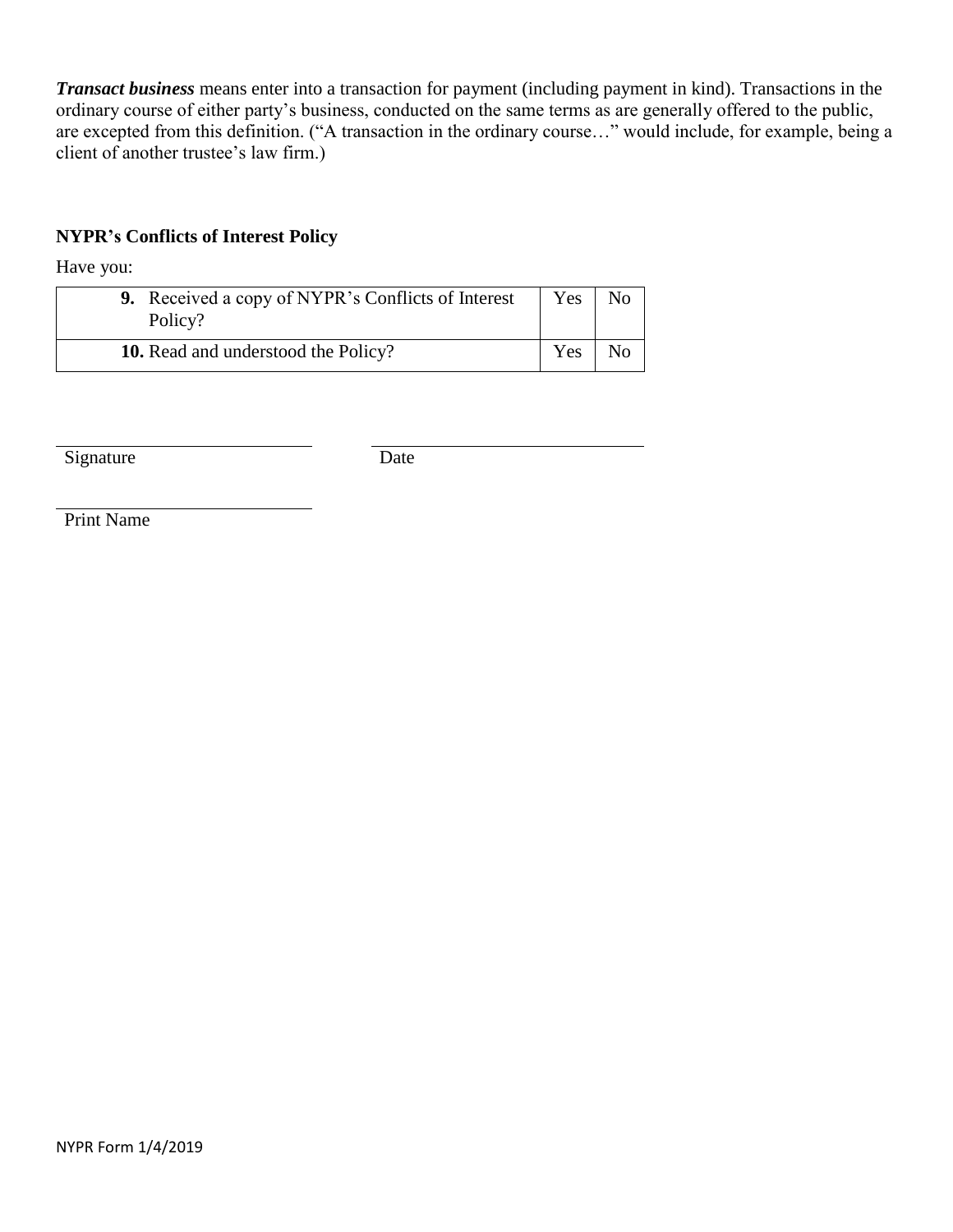***Transact business*** means enter into a transaction for payment (including payment in kind). Transactions in the ordinary course of either party's business, conducted on the same terms as are generally offered to the public, are excepted from this definition. ("A transaction in the ordinary course…" would include, for example, being a client of another trustee's law firm.)

**NYPR's Conflicts of Interest Policy**

Have you:

| | | |
|---|---|---|
| **9.** Received a copy of NYPR's Conflicts of Interest Policy? | Yes | No |
| **10.** Read and understood the Policy? | Yes | No |

Signature ______________________ Date ______________________

Print Name ______________________

NYPR Form 1/4/2019